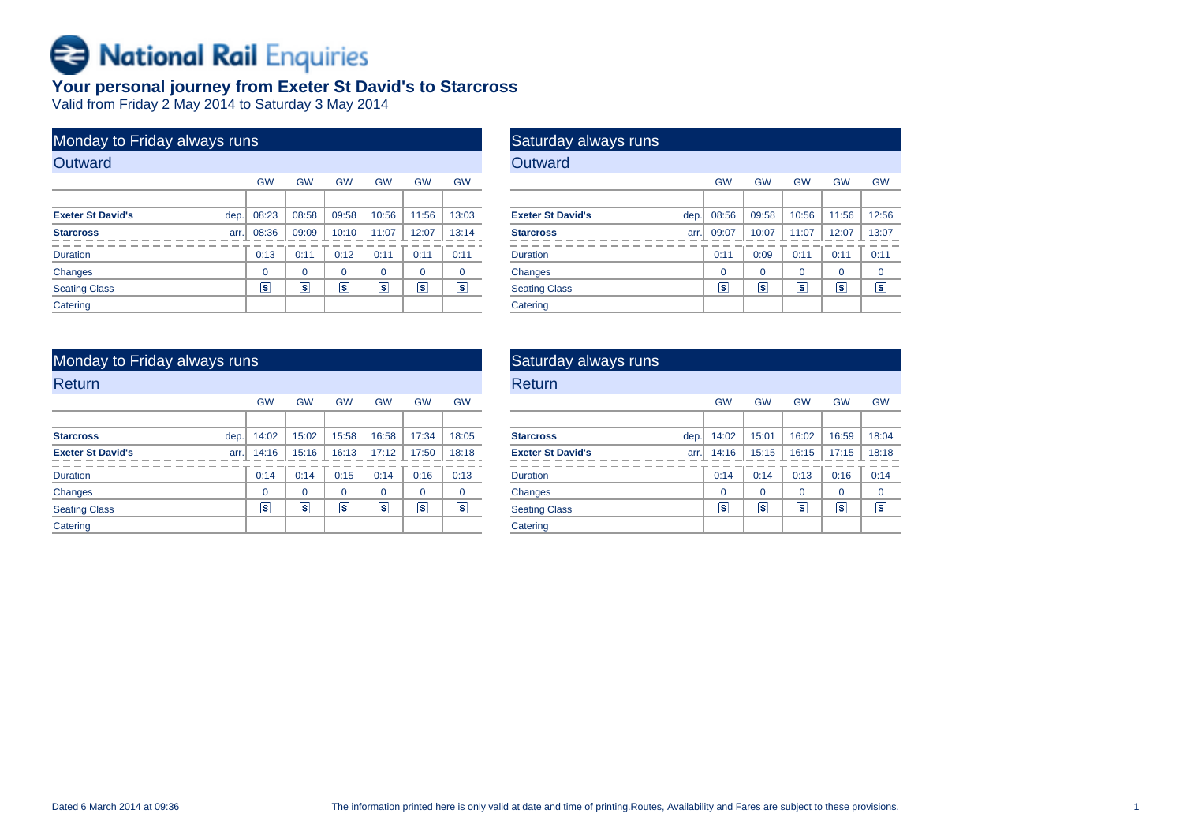# National Rail Enquiries

## Your personal journey from Exeter St David's to Starcross

Valid from Friday 2 May 2014 to Saturday 3 May 2014

### Monday to Friday always runs

#### Outward

| | | GW | GW | GW | GW | GW | GW |
|---|---|---|---|---|---|---|---|
| **Exeter St David's** | dep. | 08:23 | 08:58 | 09:58 | 10:56 | 11:56 | 13:03 |
| **Starcross** | arr. | 08:36 | 09:09 | 10:10 | 11:07 | 12:07 | 13:14 |
| Duration | | 0:13 | 0:11 | 0:12 | 0:11 | 0:11 | 0:11 |
| Changes | | 0 | 0 | 0 | 0 | 0 | 0 |
| Seating Class | | S | S | S | S | S | S |
| Catering | | | | | | | |

### Saturday always runs

#### Outward

| | | GW | GW | GW | GW | GW |
|---|---|---|---|---|---|---|
| **Exeter St David's** | dep. | 08:56 | 09:58 | 10:56 | 11:56 | 12:56 |
| **Starcross** | arr. | 09:07 | 10:07 | 11:07 | 12:07 | 13:07 |
| Duration | | 0:11 | 0:09 | 0:11 | 0:11 | 0:11 |
| Changes | | 0 | 0 | 0 | 0 | 0 |
| Seating Class | | S | S | S | S | S |
| Catering | | | | | | |

### Monday to Friday always runs

#### Return

| | | GW | GW | GW | GW | GW | GW |
|---|---|---|---|---|---|---|---|
| **Starcross** | dep. | 14:02 | 15:02 | 15:58 | 16:58 | 17:34 | 18:05 |
| **Exeter St David's** | arr. | 14:16 | 15:16 | 16:13 | 17:12 | 17:50 | 18:18 |
| Duration | | 0:14 | 0:14 | 0:15 | 0:14 | 0:16 | 0:13 |
| Changes | | 0 | 0 | 0 | 0 | 0 | 0 |
| Seating Class | | S | S | S | S | S | S |
| Catering | | | | | | | |

### Saturday always runs

#### Return

| | | GW | GW | GW | GW | GW |
|---|---|---|---|---|---|---|
| **Starcross** | dep. | 14:02 | 15:01 | 16:02 | 16:59 | 18:04 |
| **Exeter St David's** | arr. | 14:16 | 15:15 | 16:15 | 17:15 | 18:18 |
| Duration | | 0:14 | 0:14 | 0:13 | 0:16 | 0:14 |
| Changes | | 0 | 0 | 0 | 0 | 0 |
| Seating Class | | S | S | S | S | S |
| Catering | | | | | | |

Dated 6 March 2014 at 09:36

The information printed here is only valid at date and time of printing.Routes, Availability and Fares are subject to these provisions.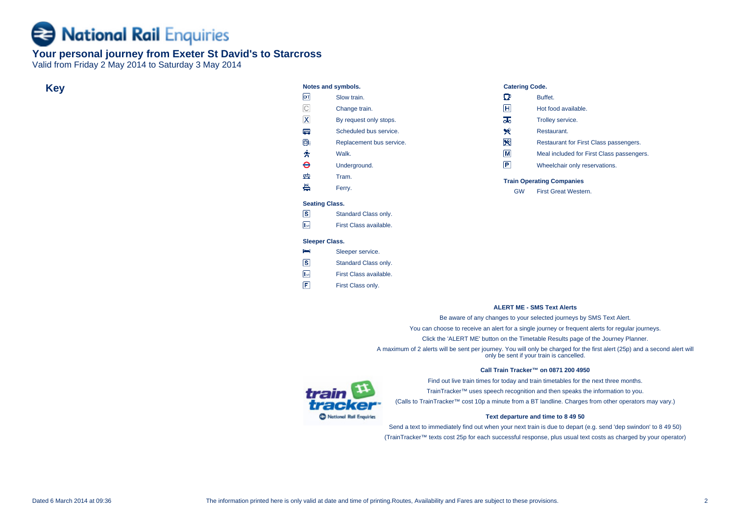# National Rail Enquiries

## Your personal journey from Exeter St David's to Starcross

Valid from Friday 2 May 2014 to Saturday 3 May 2014

## Key

### Notes and symbols.

| | |
|---|---|
| OT | Slow train. |
| C | Change train. |
| X | By request only stops. |
| | Scheduled bus service. |
| | Replacement bus service. |
| | Walk. |
| | Underground. |
| | Tram. |
| | Ferry. |

### Seating Class.

| | |
|---|---|
| S | Standard Class only. |
| 1st | First Class available. |

### Sleeper Class.

| | |
|---|---|
| | Sleeper service. |
| S | Standard Class only. |
| 1st | First Class available. |
| F | First Class only. |

### Catering Code.

| | |
|---|---|
| | Buffet. |
| H | Hot food available. |
| | Trolley service. |
| | Restaurant. |
| | Restaurant for First Class passengers. |
| M | Meal included for First Class passengers. |
| P | Wheelchair only reservations. |

### Train Operating Companies

| | |
|---|---|
| GW | First Great Western. |

### ALERT ME - SMS Text Alerts

Be aware of any changes to your selected journeys by SMS Text Alert.

You can choose to receive an alert for a single journey or frequent alerts for regular journeys.

Click the 'ALERT ME' button on the Timetable Results page of the Journey Planner.

A maximum of 2 alerts will be sent per journey. You will only be charged for the first alert (25p) and a second alert will only be sent if your train is cancelled.

### Call Train Tracker™ on 0871 200 4950

Find out live train times for today and train timetables for the next three months.

TrainTracker™ uses speech recognition and then speaks the information to you.

(Calls to TrainTracker™ cost 10p a minute from a BT landline. Charges from other operators may vary.)

### Text departure and time to 8 49 50

Send a text to immediately find out when your next train is due to depart (e.g. send 'dep swindon' to 8 49 50)

(TrainTracker™ texts cost 25p for each successful response, plus usual text costs as charged by your operator)

Dated 6 March 2014 at 09:36

The information printed here is only valid at date and time of printing.Routes, Availability and Fares are subject to these provisions.